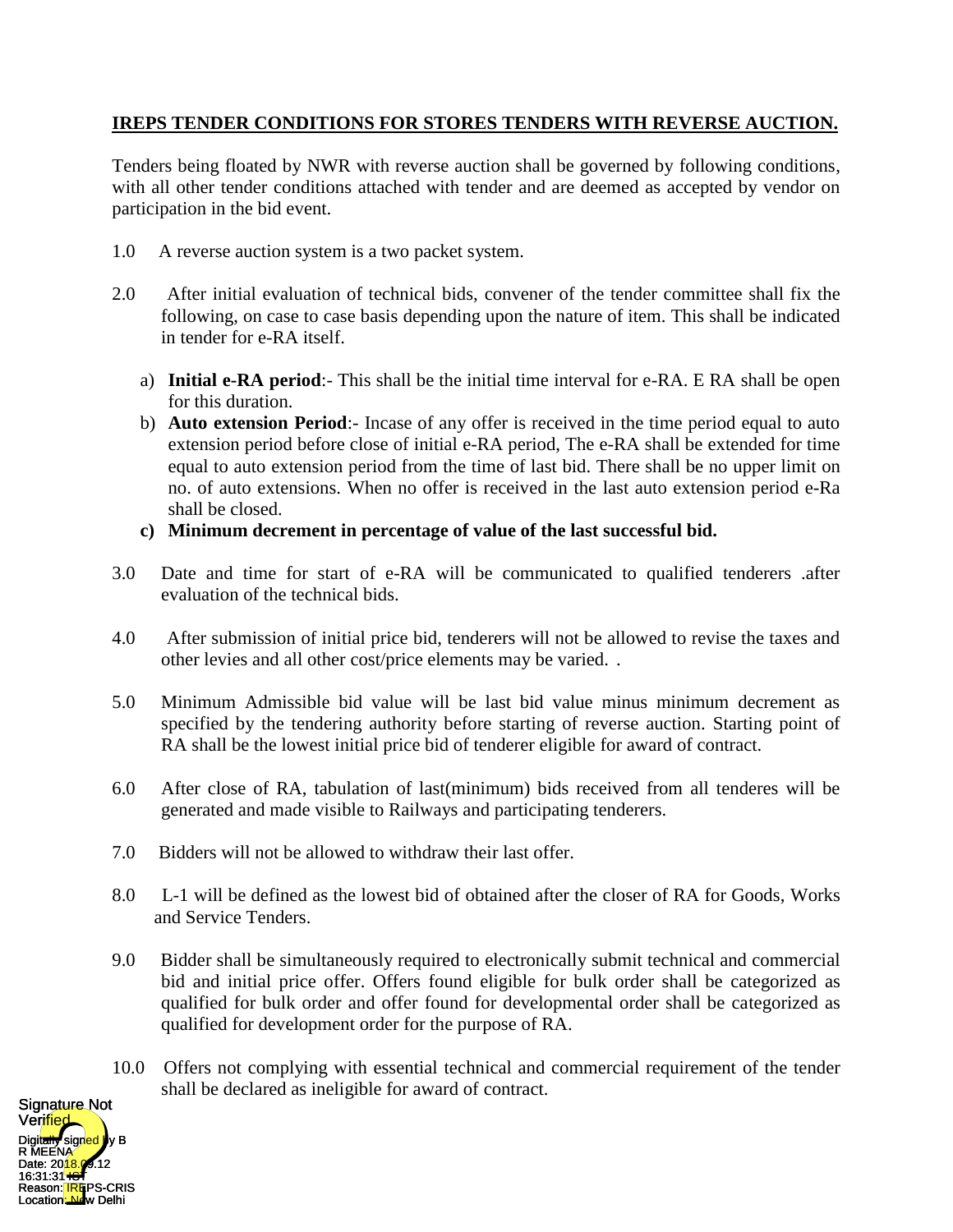**IREPS TENDER CONDITIONS FOR STORES TENDERS WITH REVERSE AUCTION.**

Tenders being floated by NWR with reverse auction shall be governed by following conditions, with all other tender conditions attached with tender and are deemed as accepted by vendor on participation in the bid event.

1.0 A reverse auction system is a two packet system.

2.0 After initial evaluation of technical bids, convener of the tender committee shall fix the following, on case to case basis depending upon the nature of item. This shall be indicated in tender for e-RA itself.

a) **Initial e-RA period**:- This shall be the initial time interval for e-RA. E RA shall be open for this duration.

b) **Auto extension Period**:- Incase of any offer is received in the time period equal to auto extension period before close of initial e-RA period, The e-RA shall be extended for time equal to auto extension period from the time of last bid. There shall be no upper limit on no. of auto extensions. When no offer is received in the last auto extension period e-Ra shall be closed.

**c) Minimum decrement in percentage of value of the last successful bid.**

3.0 Date and time for start of e-RA will be communicated to qualified tenderers .after evaluation of the technical bids.

4.0 After submission of initial price bid, tenderers will not be allowed to revise the taxes and other levies and all other cost/price elements may be varied. .

5.0 Minimum Admissible bid value will be last bid value minus minimum decrement as specified by the tendering authority before starting of reverse auction. Starting point of RA shall be the lowest initial price bid of tenderer eligible for award of contract.

6.0 After close of RA, tabulation of last(minimum) bids received from all tenderes will be generated and made visible to Railways and participating tenderers.

7.0 Bidders will not be allowed to withdraw their last offer.

8.0 L-1 will be defined as the lowest bid of obtained after the closer of RA for Goods, Works and Service Tenders.

9.0 Bidder shall be simultaneously required to electronically submit technical and commercial bid and initial price offer. Offers found eligible for bulk order shall be categorized as qualified for bulk order and offer found for developmental order shall be categorized as qualified for development order for the purpose of RA.

10.0 Offers not complying with essential technical and commercial requirement of the tender shall be declared as ineligible for award of contract.

Signature Not Verified
Digitally signed by B R MEENA
Date: 2018.09.12 16:31:31 IST
Reason: IREPS-CRIS
Location: New Delhi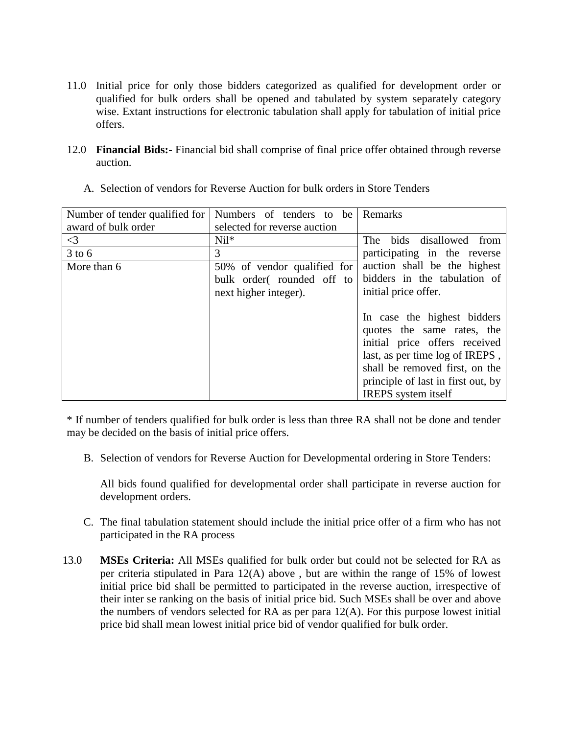11.0 Initial price for only those bidders categorized as qualified for development order or qualified for bulk orders shall be opened and tabulated by system separately category wise. Extant instructions for electronic tabulation shall apply for tabulation of initial price offers.

12.0 **Financial Bids:-** Financial bid shall comprise of final price offer obtained through reverse auction.

A. Selection of vendors for Reverse Auction for bulk orders in Store Tenders

| Number of tender qualified for award of bulk order | Numbers of tenders to be selected for reverse auction | Remarks |
|---|---|---|
| <3 | Nil* | The bids disallowed from participating in the reverse auction shall be the highest bidders in the tabulation of initial price offer.<br><br>In case the highest bidders quotes the same rates, the initial price offers received last, as per time log of IREPS , shall be removed first, on the principle of last in first out, by IREPS system itself |
| 3 to 6 | 3 | |
| More than 6 | 50% of vendor qualified for bulk order( rounded off to next higher integer). | |

* If number of tenders qualified for bulk order is less than three RA shall not be done and tender may be decided on the basis of initial price offers.

B. Selection of vendors for Reverse Auction for Developmental ordering in Store Tenders:

All bids found qualified for developmental order shall participate in reverse auction for development orders.

C. The final tabulation statement should include the initial price offer of a firm who has not participated in the RA process

13.0 **MSEs Criteria:** All MSEs qualified for bulk order but could not be selected for RA as per criteria stipulated in Para 12(A) above , but are within the range of 15% of lowest initial price bid shall be permitted to participated in the reverse auction, irrespective of their inter se ranking on the basis of initial price bid. Such MSEs shall be over and above the numbers of vendors selected for RA as per para 12(A). For this purpose lowest initial price bid shall mean lowest initial price bid of vendor qualified for bulk order.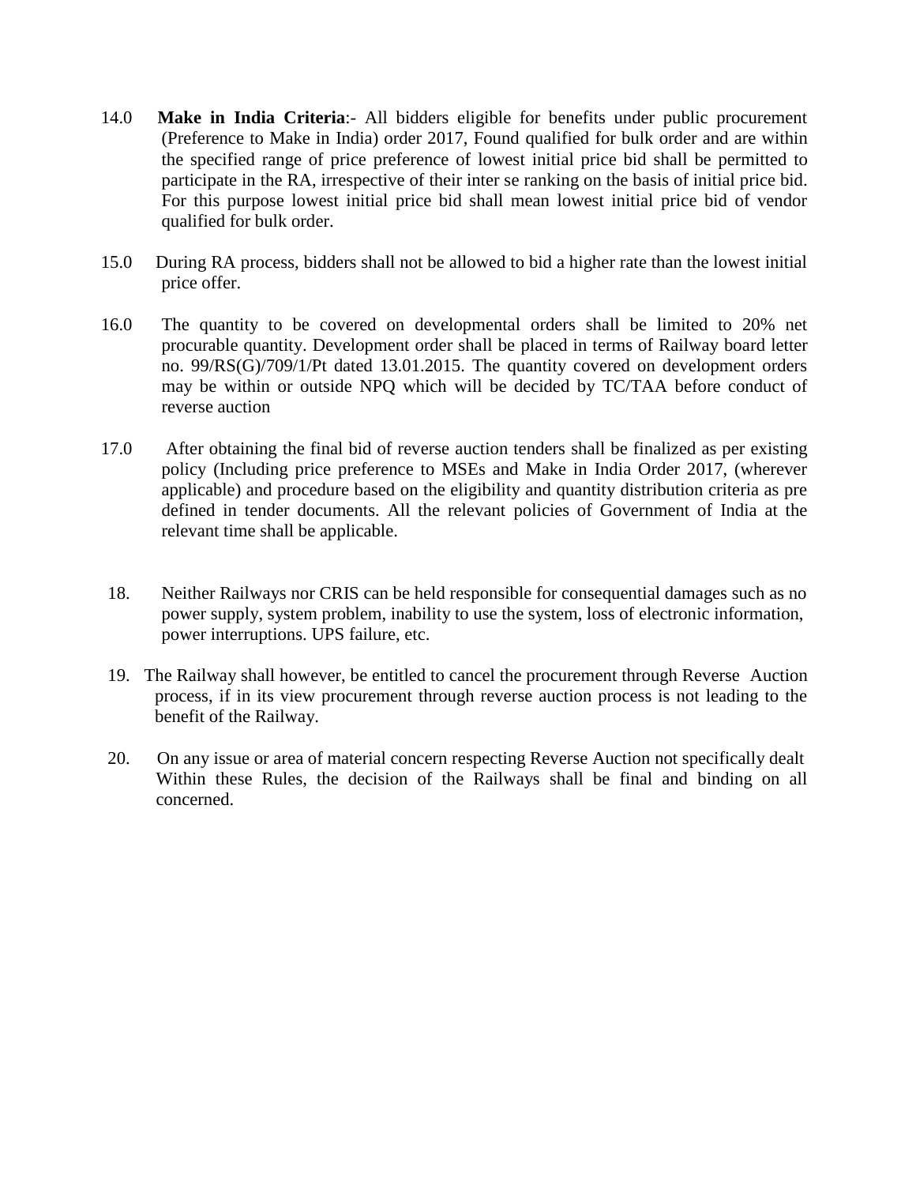14.0 **Make in India Criteria**:- All bidders eligible for benefits under public procurement (Preference to Make in India) order 2017, Found qualified for bulk order and are within the specified range of price preference of lowest initial price bid shall be permitted to participate in the RA, irrespective of their inter se ranking on the basis of initial price bid. For this purpose lowest initial price bid shall mean lowest initial price bid of vendor qualified for bulk order.

15.0 During RA process, bidders shall not be allowed to bid a higher rate than the lowest initial price offer.

16.0 The quantity to be covered on developmental orders shall be limited to 20% net procurable quantity. Development order shall be placed in terms of Railway board letter no. 99/RS(G)/709/1/Pt dated 13.01.2015. The quantity covered on development orders may be within or outside NPQ which will be decided by TC/TAA before conduct of reverse auction

17.0 After obtaining the final bid of reverse auction tenders shall be finalized as per existing policy (Including price preference to MSEs and Make in India Order 2017, (wherever applicable) and procedure based on the eligibility and quantity distribution criteria as pre defined in tender documents. All the relevant policies of Government of India at the relevant time shall be applicable.

18. Neither Railways nor CRIS can be held responsible for consequential damages such as no power supply, system problem, inability to use the system, loss of electronic information, power interruptions. UPS failure, etc.

19. The Railway shall however, be entitled to cancel the procurement through Reverse Auction process, if in its view procurement through reverse auction process is not leading to the benefit of the Railway.

20. On any issue or area of material concern respecting Reverse Auction not specifically dealt Within these Rules, the decision of the Railways shall be final and binding on all concerned.